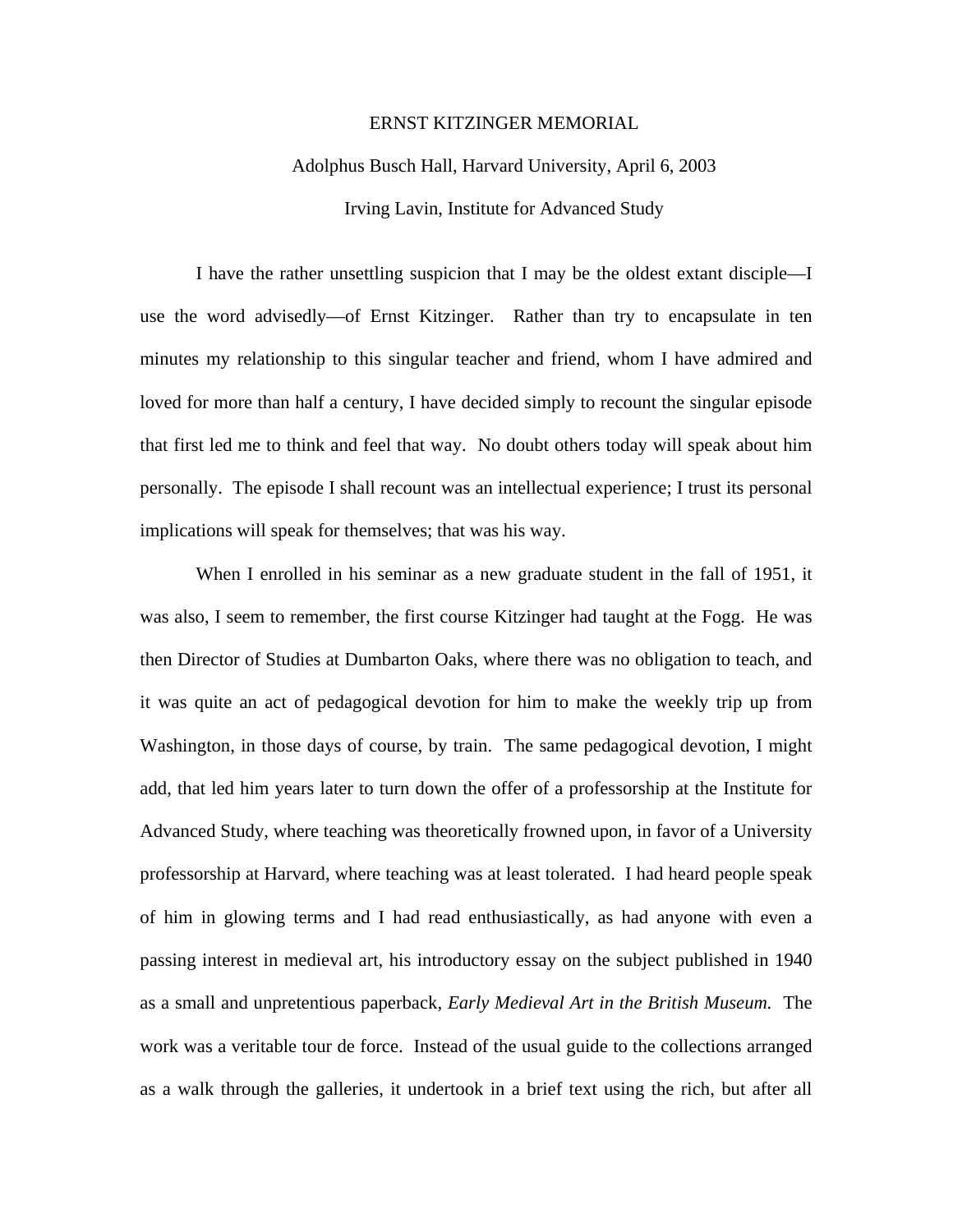# ERNST KITZINGER MEMORIAL

Adolphus Busch Hall, Harvard University, April 6, 2003

Irving Lavin, Institute for Advanced Study

I have the rather unsettling suspicion that I may be the oldest extant disciple—I use the word advisedly—of Ernst Kitzinger. Rather than try to encapsulate in ten minutes my relationship to this singular teacher and friend, whom I have admired and loved for more than half a century, I have decided simply to recount the singular episode that first led me to think and feel that way. No doubt others today will speak about him personally. The episode I shall recount was an intellectual experience; I trust its personal implications will speak for themselves; that was his way.

When I enrolled in his seminar as a new graduate student in the fall of 1951, it was also, I seem to remember, the first course Kitzinger had taught at the Fogg. He was then Director of Studies at Dumbarton Oaks, where there was no obligation to teach, and it was quite an act of pedagogical devotion for him to make the weekly trip up from Washington, in those days of course, by train. The same pedagogical devotion, I might add, that led him years later to turn down the offer of a professorship at the Institute for Advanced Study, where teaching was theoretically frowned upon, in favor of a University professorship at Harvard, where teaching was at least tolerated. I had heard people speak of him in glowing terms and I had read enthusiastically, as had anyone with even a passing interest in medieval art, his introductory essay on the subject published in 1940 as a small and unpretentious paperback, *Early Medieval Art in the British Museum.* The work was a veritable tour de force. Instead of the usual guide to the collections arranged as a walk through the galleries, it undertook in a brief text using the rich, but after all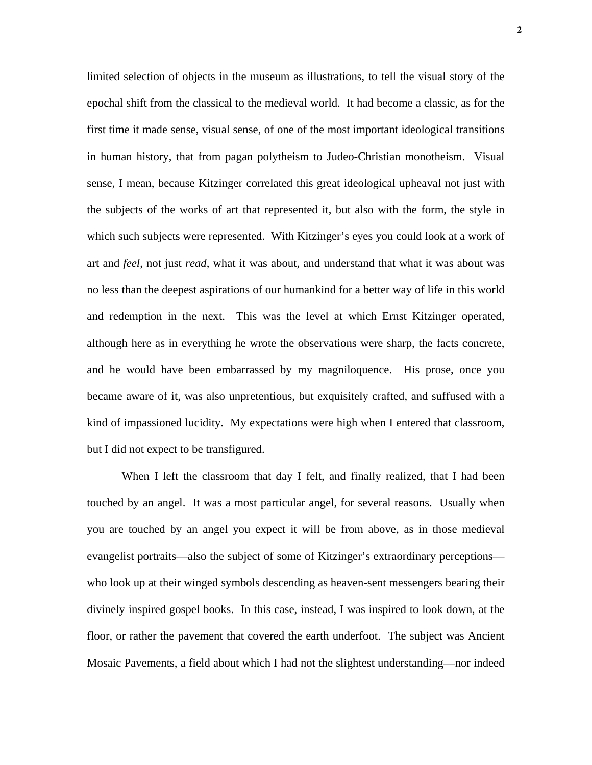limited selection of objects in the museum as illustrations, to tell the visual story of the epochal shift from the classical to the medieval world. It had become a classic, as for the first time it made sense, visual sense, of one of the most important ideological transitions in human history, that from pagan polytheism to Judeo-Christian monotheism. Visual sense, I mean, because Kitzinger correlated this great ideological upheaval not just with the subjects of the works of art that represented it, but also with the form, the style in which such subjects were represented. With Kitzinger's eyes you could look at a work of art and *feel*, not just *read*, what it was about, and understand that what it was about was no less than the deepest aspirations of our humankind for a better way of life in this world and redemption in the next. This was the level at which Ernst Kitzinger operated, although here as in everything he wrote the observations were sharp, the facts concrete, and he would have been embarrassed by my magniloquence. His prose, once you became aware of it, was also unpretentious, but exquisitely crafted, and suffused with a kind of impassioned lucidity. My expectations were high when I entered that classroom, but I did not expect to be transfigured.

When I left the classroom that day I felt, and finally realized, that I had been touched by an angel. It was a most particular angel, for several reasons. Usually when you are touched by an angel you expect it will be from above, as in those medieval evangelist portraits—also the subject of some of Kitzinger's extraordinary perceptions—who look up at their winged symbols descending as heaven-sent messengers bearing their divinely inspired gospel books. In this case, instead, I was inspired to look down, at the floor, or rather the pavement that covered the earth underfoot. The subject was Ancient Mosaic Pavements, a field about which I had not the slightest understanding—nor indeed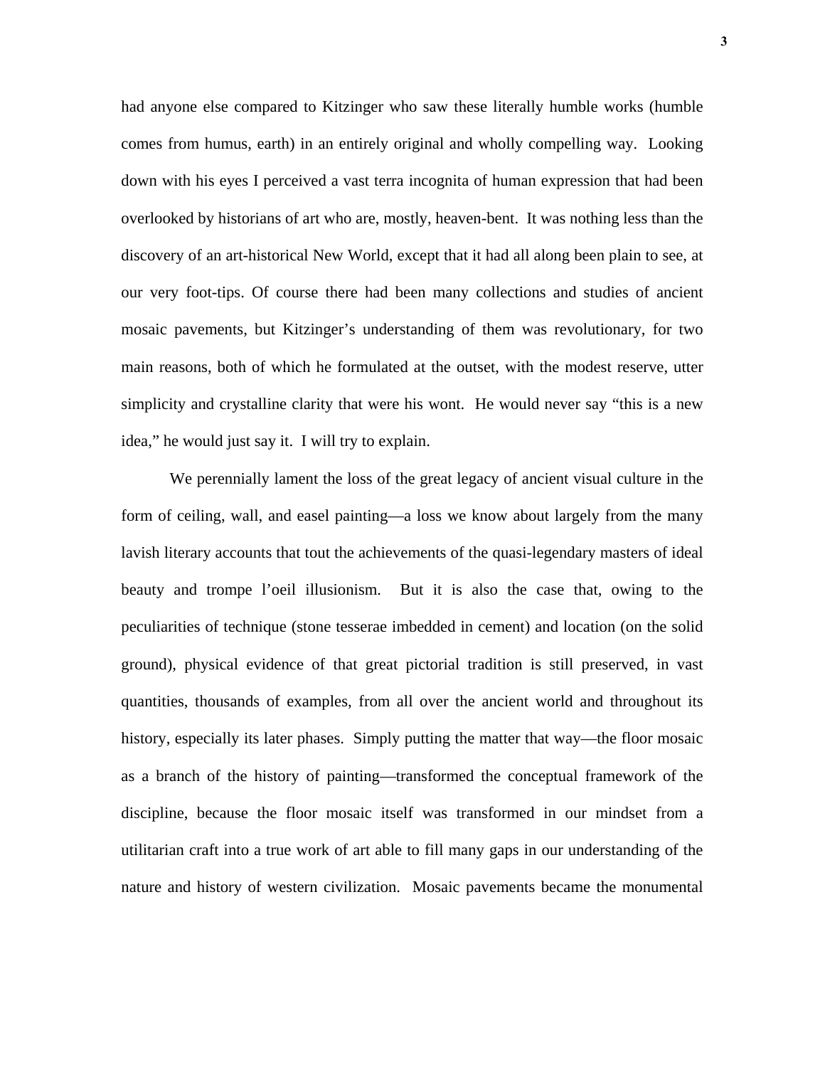had anyone else compared to Kitzinger who saw these literally humble works (humble comes from humus, earth) in an entirely original and wholly compelling way. Looking down with his eyes I perceived a vast terra incognita of human expression that had been overlooked by historians of art who are, mostly, heaven-bent. It was nothing less than the discovery of an art-historical New World, except that it had all along been plain to see, at our very foot-tips. Of course there had been many collections and studies of ancient mosaic pavements, but Kitzinger's understanding of them was revolutionary, for two main reasons, both of which he formulated at the outset, with the modest reserve, utter simplicity and crystalline clarity that were his wont. He would never say "this is a new idea," he would just say it. I will try to explain.

We perennially lament the loss of the great legacy of ancient visual culture in the form of ceiling, wall, and easel painting—a loss we know about largely from the many lavish literary accounts that tout the achievements of the quasi-legendary masters of ideal beauty and trompe l'oeil illusionism. But it is also the case that, owing to the peculiarities of technique (stone tesserae imbedded in cement) and location (on the solid ground), physical evidence of that great pictorial tradition is still preserved, in vast quantities, thousands of examples, from all over the ancient world and throughout its history, especially its later phases. Simply putting the matter that way—the floor mosaic as a branch of the history of painting—transformed the conceptual framework of the discipline, because the floor mosaic itself was transformed in our mindset from a utilitarian craft into a true work of art able to fill many gaps in our understanding of the nature and history of western civilization. Mosaic pavements became the monumental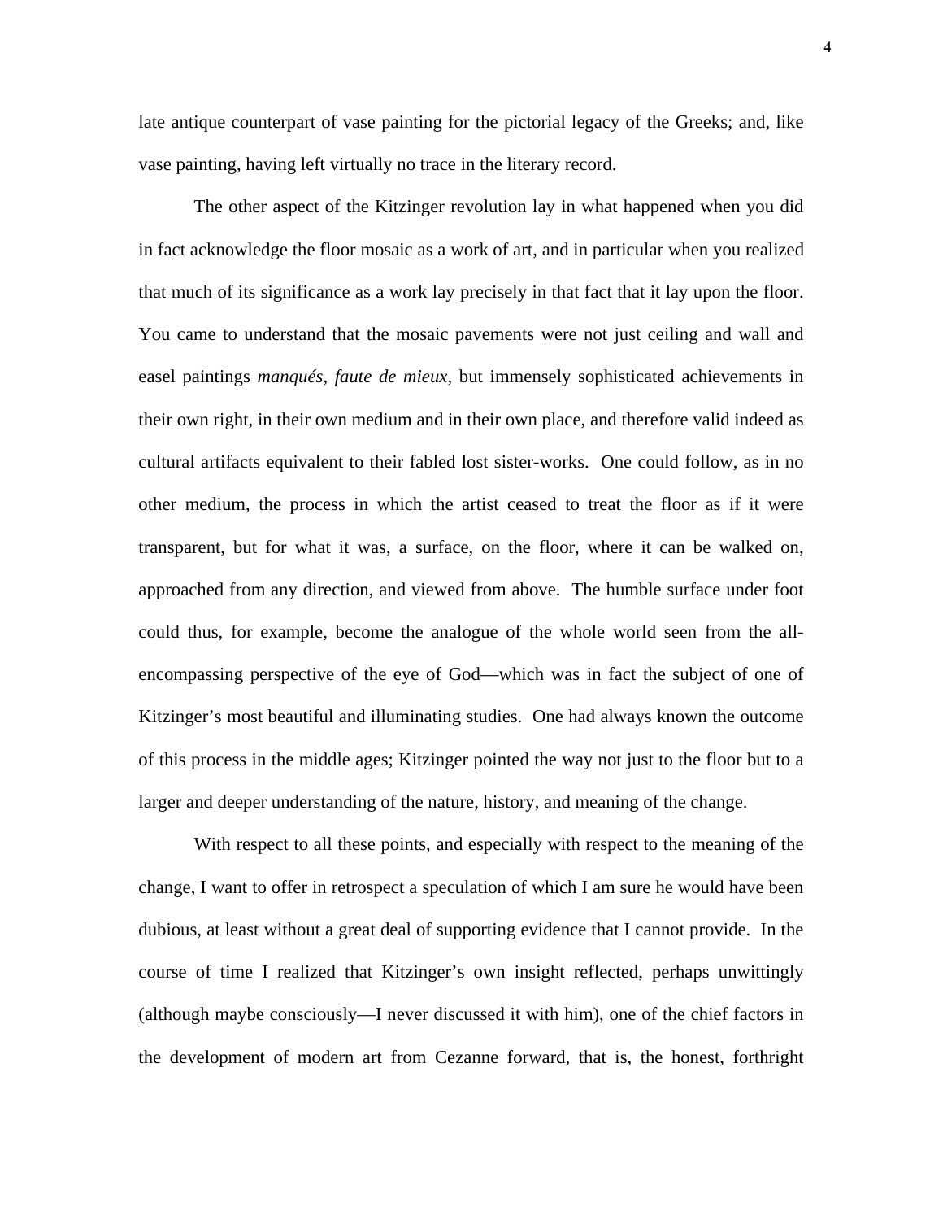late antique counterpart of vase painting for the pictorial legacy of the Greeks; and, like vase painting, having left virtually no trace in the literary record.

The other aspect of the Kitzinger revolution lay in what happened when you did in fact acknowledge the floor mosaic as a work of art, and in particular when you realized that much of its significance as a work lay precisely in that fact that it lay upon the floor. You came to understand that the mosaic pavements were not just ceiling and wall and easel paintings *manqués*, *faute de mieux*, but immensely sophisticated achievements in their own right, in their own medium and in their own place, and therefore valid indeed as cultural artifacts equivalent to their fabled lost sister-works. One could follow, as in no other medium, the process in which the artist ceased to treat the floor as if it were transparent, but for what it was, a surface, on the floor, where it can be walked on, approached from any direction, and viewed from above. The humble surface under foot could thus, for example, become the analogue of the whole world seen from the all-encompassing perspective of the eye of God—which was in fact the subject of one of Kitzinger's most beautiful and illuminating studies. One had always known the outcome of this process in the middle ages; Kitzinger pointed the way not just to the floor but to a larger and deeper understanding of the nature, history, and meaning of the change.

With respect to all these points, and especially with respect to the meaning of the change, I want to offer in retrospect a speculation of which I am sure he would have been dubious, at least without a great deal of supporting evidence that I cannot provide. In the course of time I realized that Kitzinger's own insight reflected, perhaps unwittingly (although maybe consciously—I never discussed it with him), one of the chief factors in the development of modern art from Cezanne forward, that is, the honest, forthright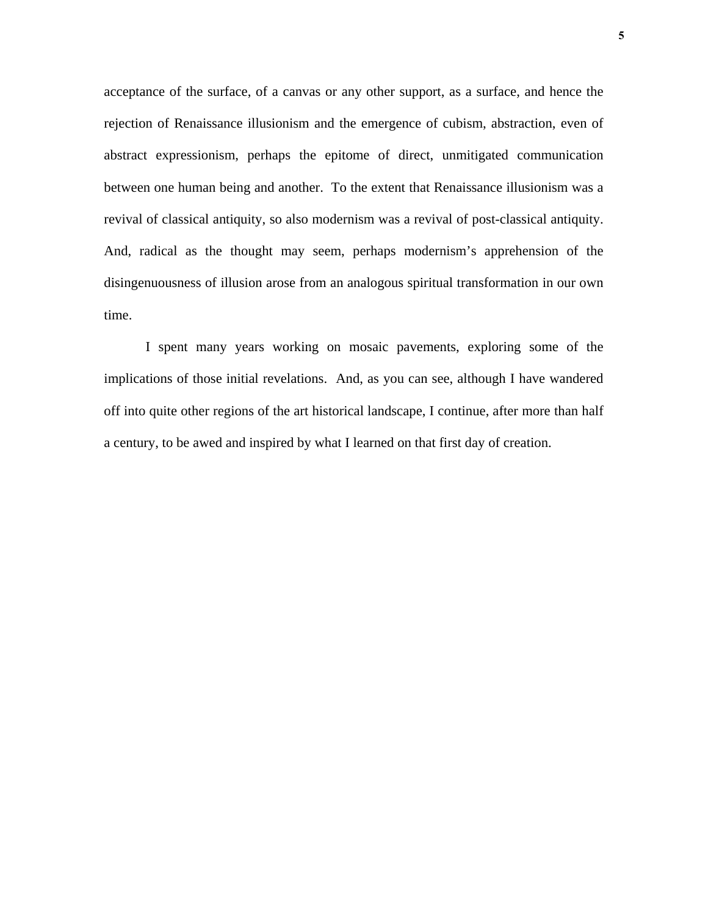acceptance of the surface, of a canvas or any other support, as a surface, and hence the rejection of Renaissance illusionism and the emergence of cubism, abstraction, even of abstract expressionism, perhaps the epitome of direct, unmitigated communication between one human being and another. To the extent that Renaissance illusionism was a revival of classical antiquity, so also modernism was a revival of post-classical antiquity. And, radical as the thought may seem, perhaps modernism's apprehension of the disingenuousness of illusion arose from an analogous spiritual transformation in our own time.

I spent many years working on mosaic pavements, exploring some of the implications of those initial revelations. And, as you can see, although I have wandered off into quite other regions of the art historical landscape, I continue, after more than half a century, to be awed and inspired by what I learned on that first day of creation.